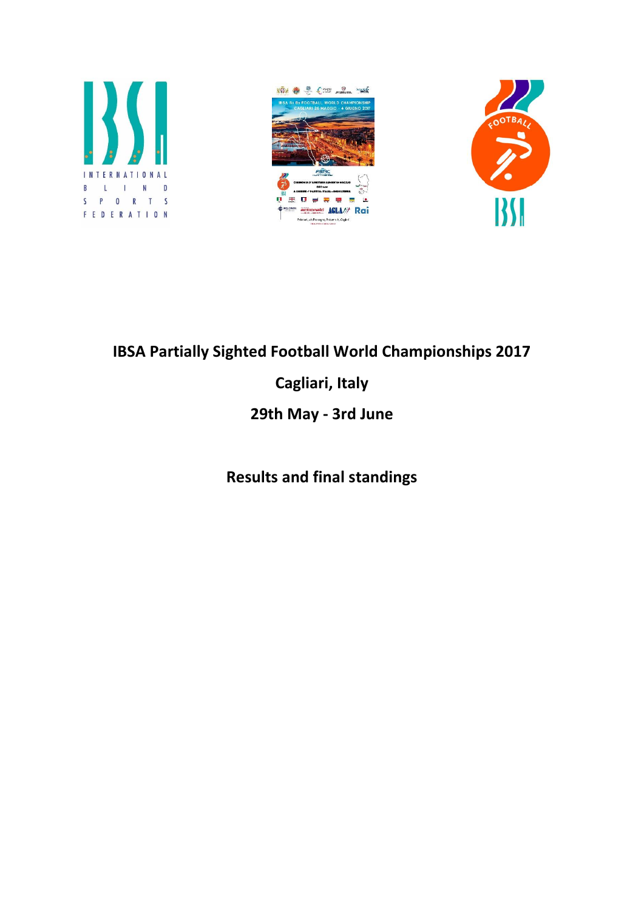# IBSA Partially Sighted Football World Championships 2017

## Cagliari, Italy

## 29th May - 3rd June

## Results and final standings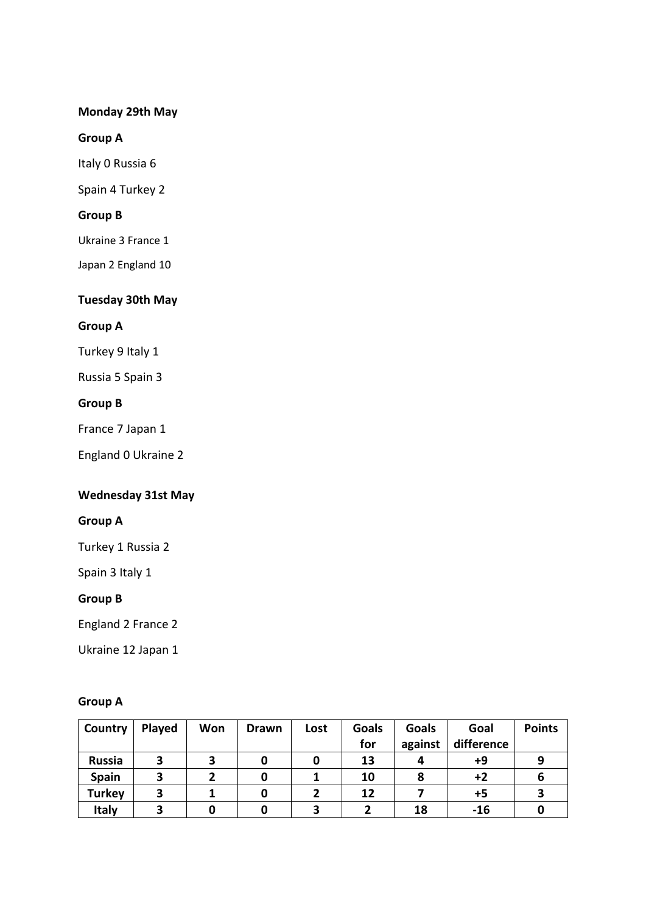**Monday 29th May**

**Group A**

Italy 0 Russia 6

Spain 4 Turkey 2

**Group B**

Ukraine 3 France 1

Japan 2 England 10

**Tuesday 30th May**

**Group A**

Turkey 9 Italy 1

Russia 5 Spain 3

**Group B**

France 7 Japan 1

England 0 Ukraine 2

**Wednesday 31st May**

**Group A**

Turkey 1 Russia 2

Spain 3 Italy 1

**Group B**

England 2 France 2

Ukraine 12 Japan 1

**Group A**

| Country | Played | Won | Drawn | Lost | Goals for | Goals against | Goal difference | Points |
|---|---|---|---|---|---|---|---|---|
| **Russia** | **3** | **3** | **0** | **0** | **13** | **4** | **+9** | **9** |
| **Spain** | **3** | **2** | **0** | **1** | **10** | **8** | **+2** | **6** |
| **Turkey** | **3** | **1** | **0** | **2** | **12** | **7** | **+5** | **3** |
| **Italy** | **3** | **0** | **0** | **3** | **2** | **18** | **-16** | **0** |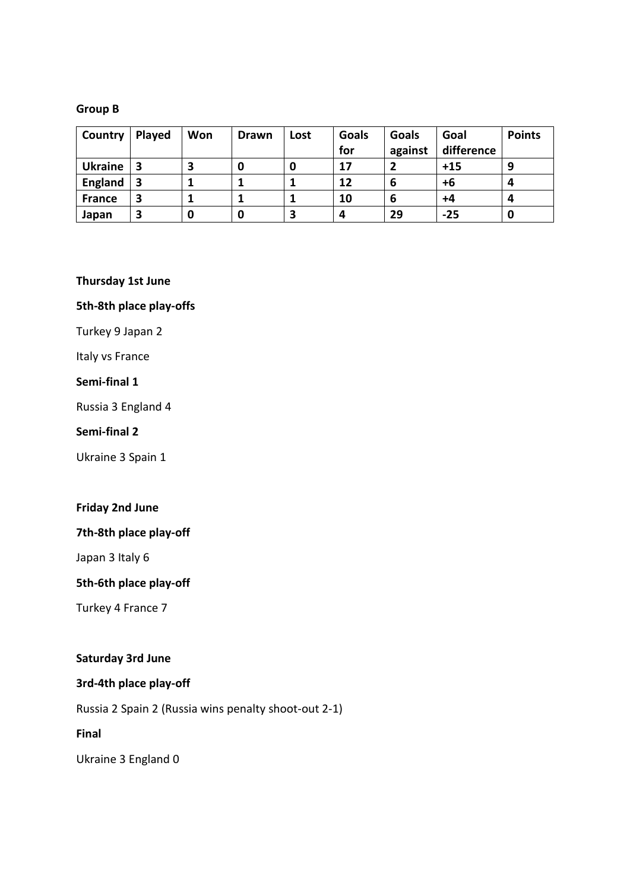**Group B**

| Country | Played | Won | Drawn | Lost | Goals for | Goals against | Goal difference | Points |
|---|---|---|---|---|---|---|---|---|
| **Ukraine** | **3** | **3** | **0** | **0** | **17** | **2** | **+15** | **9** |
| **England** | **3** | **1** | **1** | **1** | **12** | **6** | **+6** | **4** |
| **France** | **3** | **1** | **1** | **1** | **10** | **6** | **+4** | **4** |
| **Japan** | **3** | **0** | **0** | **3** | **4** | **29** | **-25** | **0** |

**Thursday 1st June**

**5th-8th place play-offs**

Turkey 9 Japan 2

Italy vs France

**Semi-final 1**

Russia 3 England 4

**Semi-final 2**

Ukraine 3 Spain 1

**Friday 2nd June**

**7th-8th place play-off**

Japan 3 Italy 6

**5th-6th place play-off**

Turkey 4 France 7

**Saturday 3rd June**

**3rd-4th place play-off**

Russia 2 Spain 2 (Russia wins penalty shoot-out 2-1)

**Final**

Ukraine 3 England 0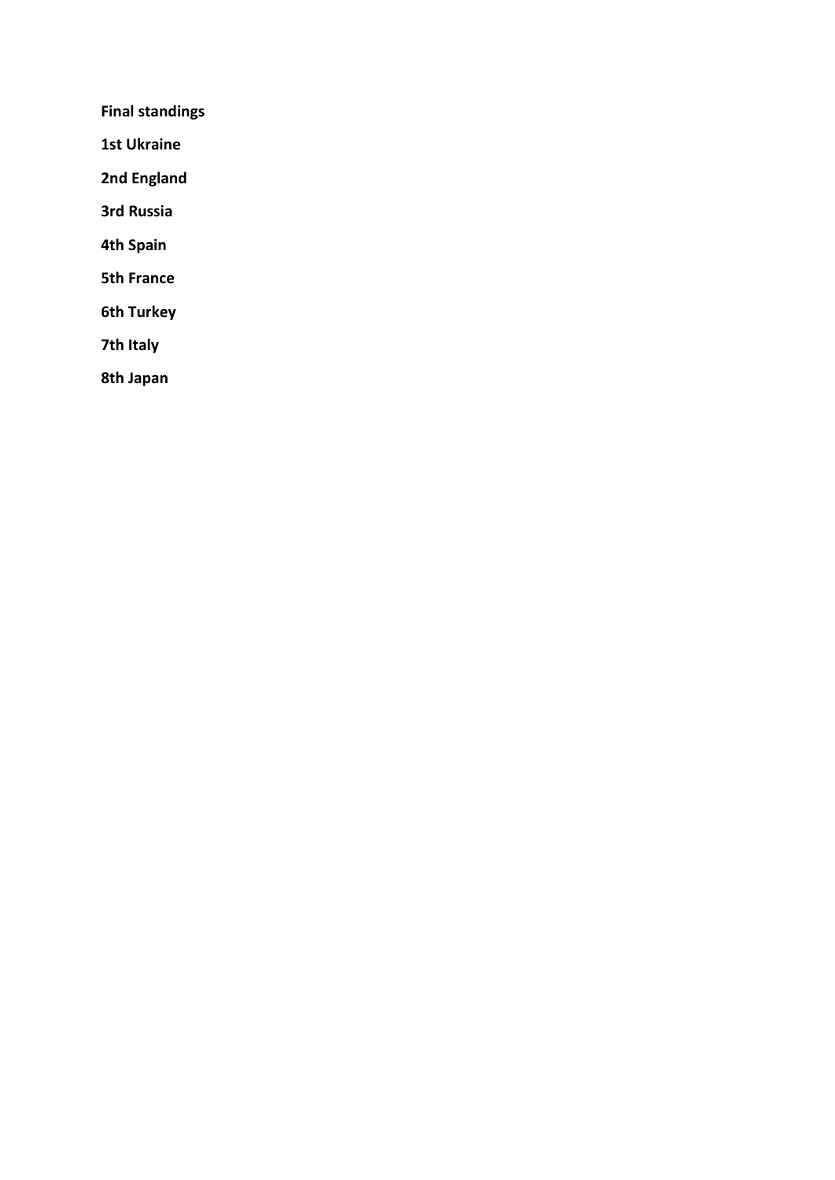**Final standings**

**1st Ukraine**

**2nd England**

**3rd Russia**

**4th Spain**

**5th France**

**6th Turkey**

**7th Italy**

**8th Japan**